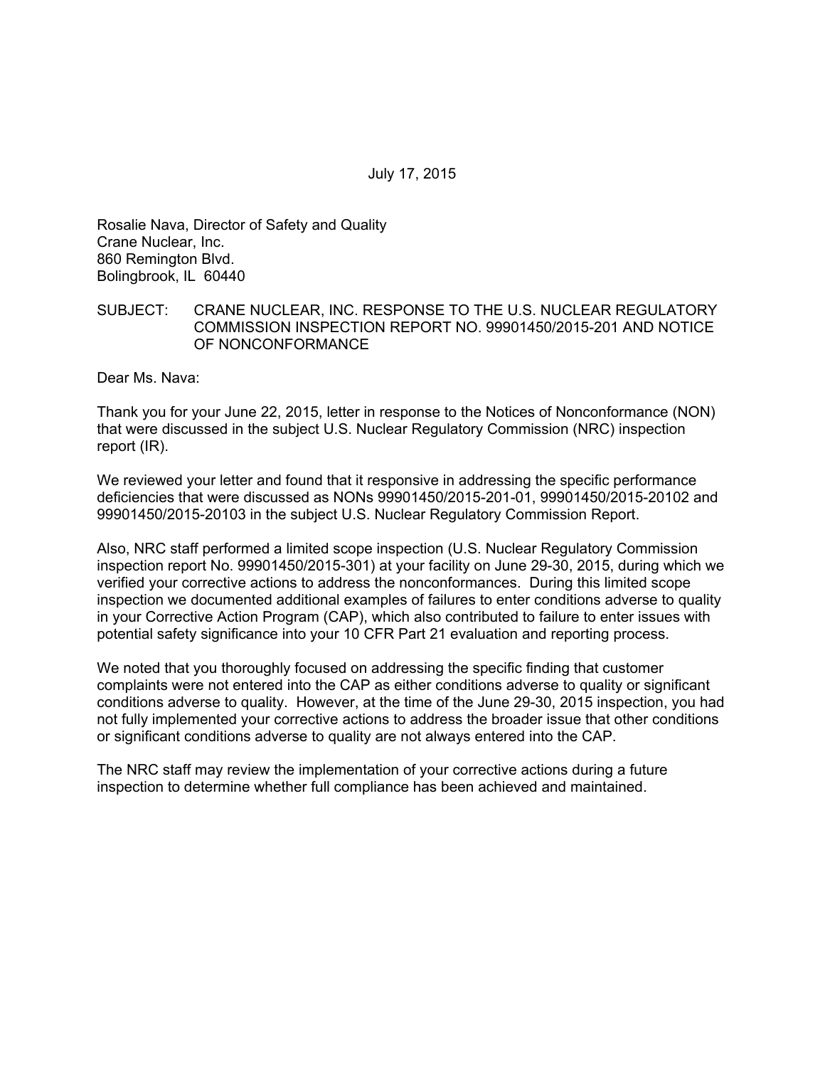July 17, 2015

Rosalie Nava, Director of Safety and Quality
Crane Nuclear, Inc.
860 Remington Blvd.
Bolingbrook, IL 60440

SUBJECT: CRANE NUCLEAR, INC. RESPONSE TO THE U.S. NUCLEAR REGULATORY COMMISSION INSPECTION REPORT NO. 99901450/2015-201 AND NOTICE OF NONCONFORMANCE

Dear Ms. Nava:

Thank you for your June 22, 2015, letter in response to the Notices of Nonconformance (NON) that were discussed in the subject U.S. Nuclear Regulatory Commission (NRC) inspection report (IR).

We reviewed your letter and found that it responsive in addressing the specific performance deficiencies that were discussed as NONs 99901450/2015-201-01, 99901450/2015-20102 and 99901450/2015-20103 in the subject U.S. Nuclear Regulatory Commission Report.

Also, NRC staff performed a limited scope inspection (U.S. Nuclear Regulatory Commission inspection report No. 99901450/2015-301) at your facility on June 29-30, 2015, during which we verified your corrective actions to address the nonconformances. During this limited scope inspection we documented additional examples of failures to enter conditions adverse to quality in your Corrective Action Program (CAP), which also contributed to failure to enter issues with potential safety significance into your 10 CFR Part 21 evaluation and reporting process.

We noted that you thoroughly focused on addressing the specific finding that customer complaints were not entered into the CAP as either conditions adverse to quality or significant conditions adverse to quality. However, at the time of the June 29-30, 2015 inspection, you had not fully implemented your corrective actions to address the broader issue that other conditions or significant conditions adverse to quality are not always entered into the CAP.

The NRC staff may review the implementation of your corrective actions during a future inspection to determine whether full compliance has been achieved and maintained.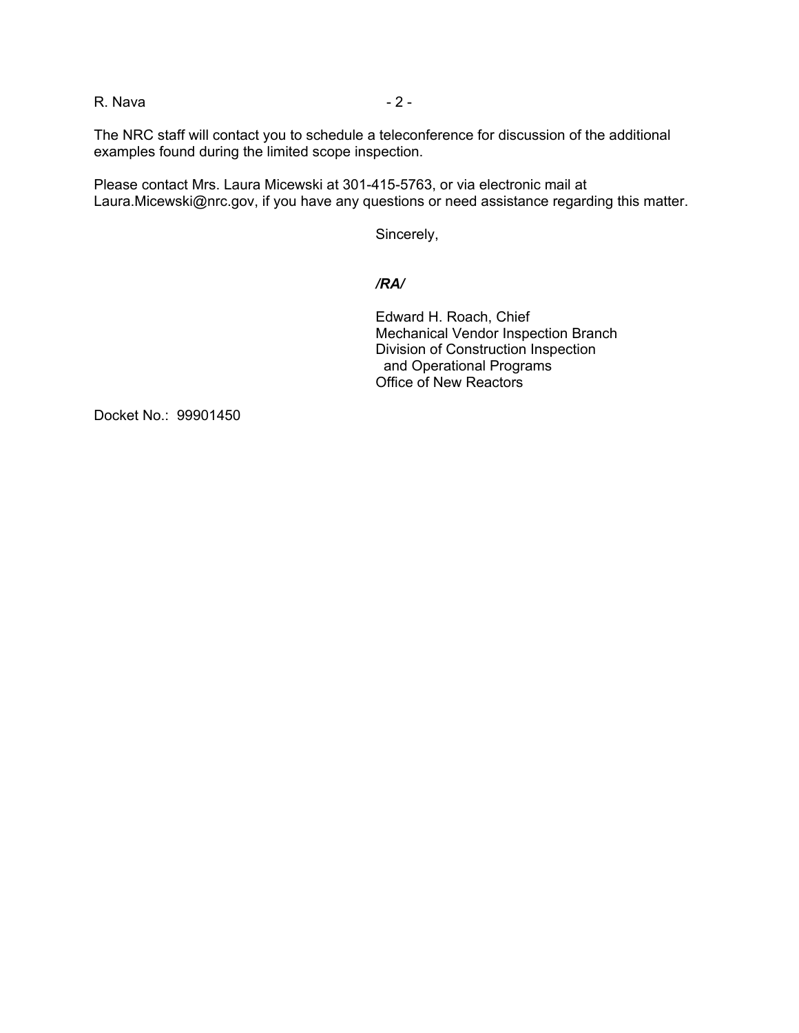The NRC staff will contact you to schedule a teleconference for discussion of the additional examples found during the limited scope inspection.

Please contact Mrs. Laura Micewski at 301-415-5763, or via electronic mail at Laura.Micewski@nrc.gov, if you have any questions or need assistance regarding this matter.

Sincerely,

***/RA/***

Edward H. Roach, Chief
Mechanical Vendor Inspection Branch
Division of Construction Inspection
and Operational Programs
Office of New Reactors

Docket No.: 99901450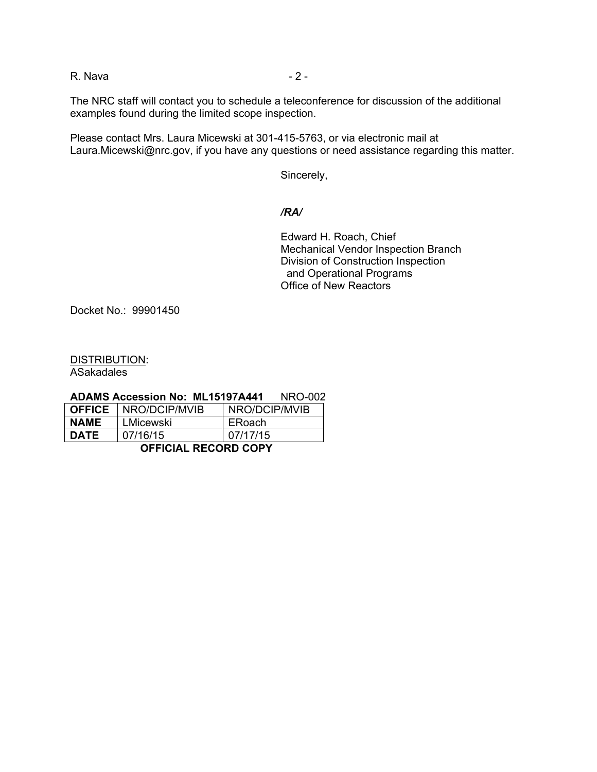The NRC staff will contact you to schedule a teleconference for discussion of the additional examples found during the limited scope inspection.

Please contact Mrs. Laura Micewski at 301-415-5763, or via electronic mail at Laura.Micewski@nrc.gov, if you have any questions or need assistance regarding this matter.

Sincerely,

*/RA/*

Edward H. Roach, Chief
Mechanical Vendor Inspection Branch
Division of Construction Inspection
and Operational Programs
Office of New Reactors

Docket No.: 99901450

DISTRIBUTION:
ASakadales

**ADAMS Accession No: ML15197A441** NRO-002

| **OFFICE** | NRO/DCIP/MVIB | NRO/DCIP/MVIB |
|---|---|---|
| **NAME** | LMicewski | ERoach |
| **DATE** | 07/16/15 | 07/17/15 |

**OFFICIAL RECORD COPY**